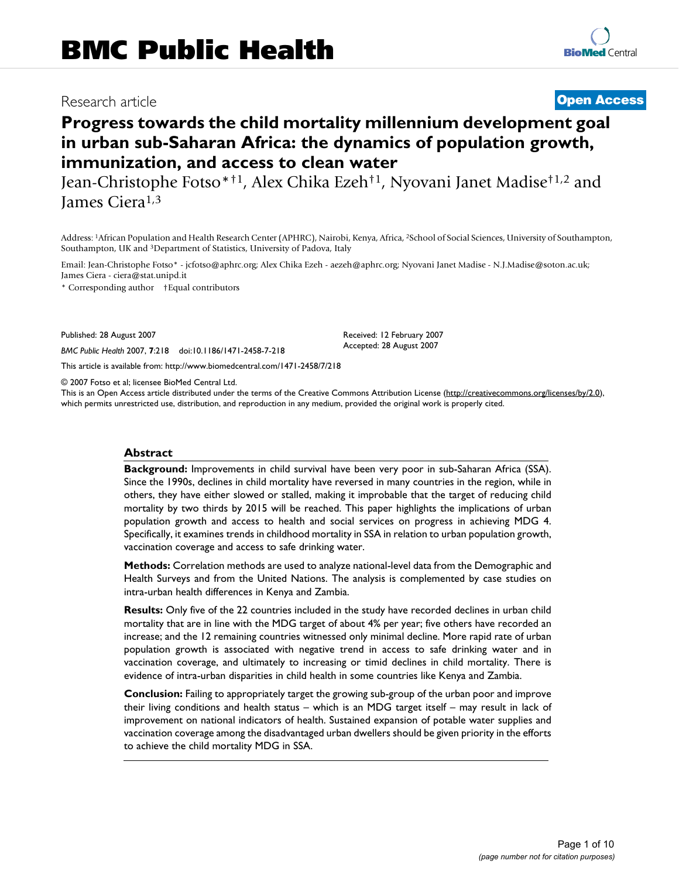# BMC Public Health

Research article

**Open Access**

# Progress towards the child mortality millennium development goal in urban sub-Saharan Africa: the dynamics of population growth, immunization, and access to clean water

Jean-Christophe Fotso*†[1], Alex Chika Ezeh†[1], Nyovani Janet Madise†[1,2] and James Ciera[1,3]

Address: [1]African Population and Health Research Center (APHRC), Nairobi, Kenya, Africa, [2]School of Social Sciences, University of Southampton, Southampton, UK and [3]Department of Statistics, University of Padova, Italy

Email: Jean-Christophe Fotso* - jcfotso@aphrc.org; Alex Chika Ezeh - aezeh@aphrc.org; Nyovani Janet Madise - N.J.Madise@soton.ac.uk; James Ciera - ciera@stat.unipd.it

\* Corresponding author †Equal contributors

Published: 28 August 2007

*BMC Public Health* 2007, **7**:218 doi:10.1186/1471-2458-7-218

Received: 12 February 2007
Accepted: 28 August 2007

This article is available from: http://www.biomedcentral.com/1471-2458/7/218

© 2007 Fotso et al; licensee BioMed Central Ltd.
This is an Open Access article distributed under the terms of the Creative Commons Attribution License (http://creativecommons.org/licenses/by/2.0), which permits unrestricted use, distribution, and reproduction in any medium, provided the original work is properly cited.

## Abstract

**Background:** Improvements in child survival have been very poor in sub-Saharan Africa (SSA). Since the 1990s, declines in child mortality have reversed in many countries in the region, while in others, they have either slowed or stalled, making it improbable that the target of reducing child mortality by two thirds by 2015 will be reached. This paper highlights the implications of urban population growth and access to health and social services on progress in achieving MDG 4. Specifically, it examines trends in childhood mortality in SSA in relation to urban population growth, vaccination coverage and access to safe drinking water.

**Methods:** Correlation methods are used to analyze national-level data from the Demographic and Health Surveys and from the United Nations. The analysis is complemented by case studies on intra-urban health differences in Kenya and Zambia.

**Results:** Only five of the 22 countries included in the study have recorded declines in urban child mortality that are in line with the MDG target of about 4% per year; five others have recorded an increase; and the 12 remaining countries witnessed only minimal decline. More rapid rate of urban population growth is associated with negative trend in access to safe drinking water and in vaccination coverage, and ultimately to increasing or timid declines in child mortality. There is evidence of intra-urban disparities in child health in some countries like Kenya and Zambia.

**Conclusion:** Failing to appropriately target the growing sub-group of the urban poor and improve their living conditions and health status – which is an MDG target itself – may result in lack of improvement on national indicators of health. Sustained expansion of potable water supplies and vaccination coverage among the disadvantaged urban dwellers should be given priority in the efforts to achieve the child mortality MDG in SSA.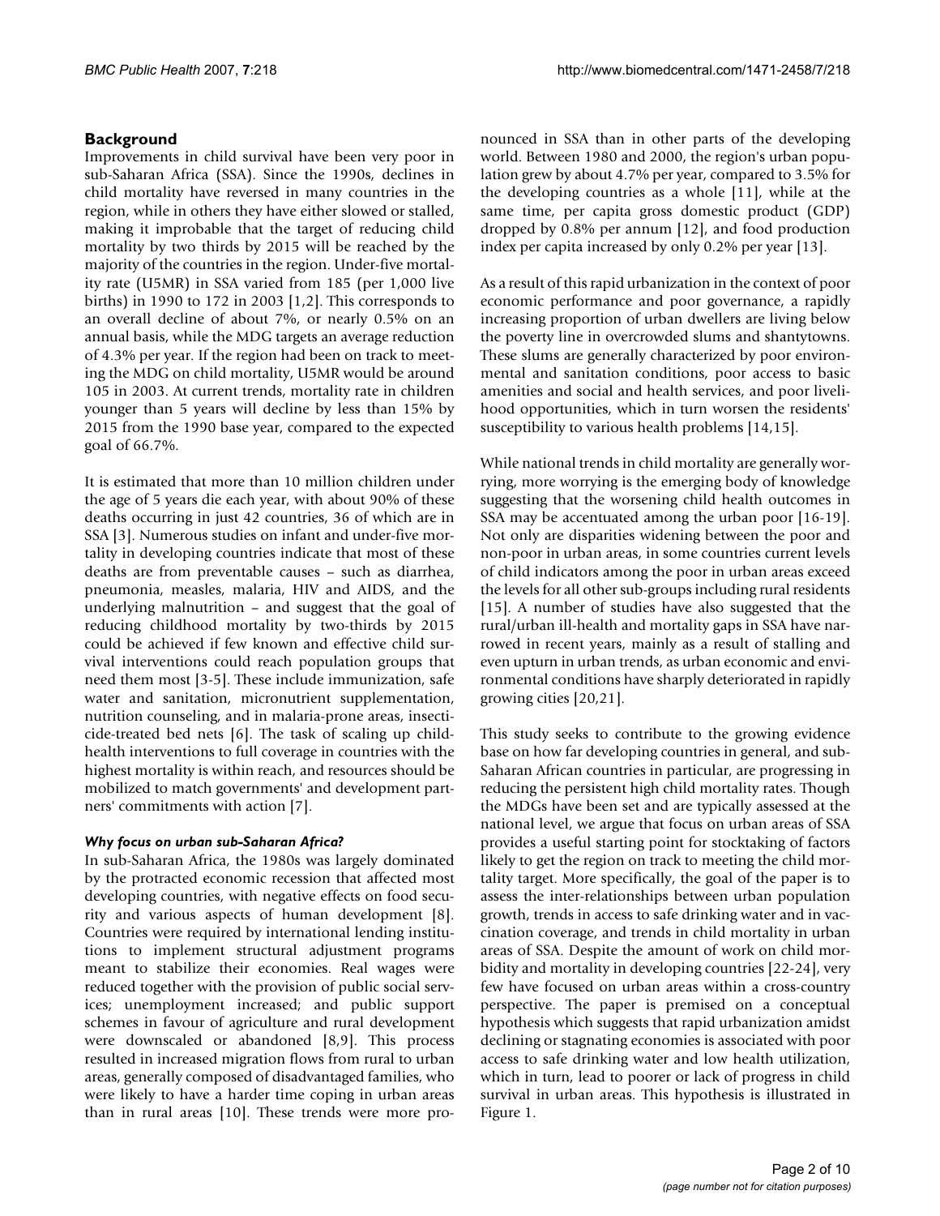## Background

Improvements in child survival have been very poor in sub-Saharan Africa (SSA). Since the 1990s, declines in child mortality have reversed in many countries in the region, while in others they have either slowed or stalled, making it improbable that the target of reducing child mortality by two thirds by 2015 will be reached by the majority of the countries in the region. Under-five mortality rate (U5MR) in SSA varied from 185 (per 1,000 live births) in 1990 to 172 in 2003 [1,2]. This corresponds to an overall decline of about 7%, or nearly 0.5% on an annual basis, while the MDG targets an average reduction of 4.3% per year. If the region had been on track to meeting the MDG on child mortality, U5MR would be around 105 in 2003. At current trends, mortality rate in children younger than 5 years will decline by less than 15% by 2015 from the 1990 base year, compared to the expected goal of 66.7%.

It is estimated that more than 10 million children under the age of 5 years die each year, with about 90% of these deaths occurring in just 42 countries, 36 of which are in SSA [3]. Numerous studies on infant and under-five mortality in developing countries indicate that most of these deaths are from preventable causes – such as diarrhea, pneumonia, measles, malaria, HIV and AIDS, and the underlying malnutrition – and suggest that the goal of reducing childhood mortality by two-thirds by 2015 could be achieved if few known and effective child survival interventions could reach population groups that need them most [3-5]. These include immunization, safe water and sanitation, micronutrient supplementation, nutrition counseling, and in malaria-prone areas, insecticide-treated bed nets [6]. The task of scaling up child-health interventions to full coverage in countries with the highest mortality is within reach, and resources should be mobilized to match governments' and development partners' commitments with action [7].

### *Why focus on urban sub-Saharan Africa?*

In sub-Saharan Africa, the 1980s was largely dominated by the protracted economic recession that affected most developing countries, with negative effects on food security and various aspects of human development [8]. Countries were required by international lending institutions to implement structural adjustment programs meant to stabilize their economies. Real wages were reduced together with the provision of public social services; unemployment increased; and public support schemes in favour of agriculture and rural development were downscaled or abandoned [8,9]. This process resulted in increased migration flows from rural to urban areas, generally composed of disadvantaged families, who were likely to have a harder time coping in urban areas than in rural areas [10]. These trends were more pronounced in SSA than in other parts of the developing world. Between 1980 and 2000, the region's urban population grew by about 4.7% per year, compared to 3.5% for the developing countries as a whole [11], while at the same time, per capita gross domestic product (GDP) dropped by 0.8% per annum [12], and food production index per capita increased by only 0.2% per year [13].

As a result of this rapid urbanization in the context of poor economic performance and poor governance, a rapidly increasing proportion of urban dwellers are living below the poverty line in overcrowded slums and shantytowns. These slums are generally characterized by poor environmental and sanitation conditions, poor access to basic amenities and social and health services, and poor livelihood opportunities, which in turn worsen the residents' susceptibility to various health problems [14,15].

While national trends in child mortality are generally worrying, more worrying is the emerging body of knowledge suggesting that the worsening child health outcomes in SSA may be accentuated among the urban poor [16-19]. Not only are disparities widening between the poor and non-poor in urban areas, in some countries current levels of child indicators among the poor in urban areas exceed the levels for all other sub-groups including rural residents [15]. A number of studies have also suggested that the rural/urban ill-health and mortality gaps in SSA have narrowed in recent years, mainly as a result of stalling and even upturn in urban trends, as urban economic and environmental conditions have sharply deteriorated in rapidly growing cities [20,21].

This study seeks to contribute to the growing evidence base on how far developing countries in general, and sub-Saharan African countries in particular, are progressing in reducing the persistent high child mortality rates. Though the MDGs have been set and are typically assessed at the national level, we argue that focus on urban areas of SSA provides a useful starting point for stocktaking of factors likely to get the region on track to meeting the child mortality target. More specifically, the goal of the paper is to assess the inter-relationships between urban population growth, trends in access to safe drinking water and in vaccination coverage, and trends in child mortality in urban areas of SSA. Despite the amount of work on child morbidity and mortality in developing countries [22-24], very few have focused on urban areas within a cross-country perspective. The paper is premised on a conceptual hypothesis which suggests that rapid urbanization amidst declining or stagnating economies is associated with poor access to safe drinking water and low health utilization, which in turn, lead to poorer or lack of progress in child survival in urban areas. This hypothesis is illustrated in Figure 1.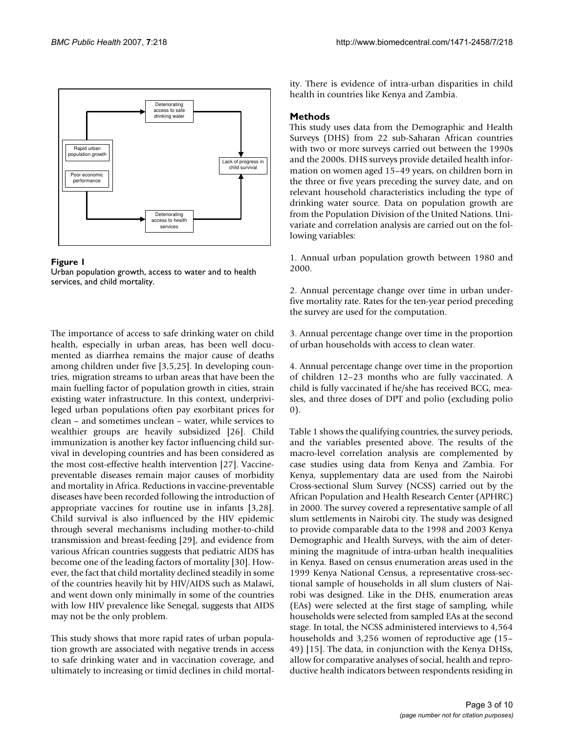**Figure 1**
Urban population growth, access to water and to health services, and child mortality.

The importance of access to safe drinking water on child health, especially in urban areas, has been well documented as diarrhea remains the major cause of deaths among children under five [3,5,25]. In developing countries, migration streams to urban areas that have been the main fuelling factor of population growth in cities, strain existing water infrastructure. In this context, underprivileged urban populations often pay exorbitant prices for clean – and sometimes unclean – water, while services to wealthier groups are heavily subsidized [26]. Child immunization is another key factor influencing child survival in developing countries and has been considered as the most cost-effective health intervention [27]. Vaccine-preventable diseases remain major causes of morbidity and mortality in Africa. Reductions in vaccine-preventable diseases have been recorded following the introduction of appropriate vaccines for routine use in infants [3,28]. Child survival is also influenced by the HIV epidemic through several mechanisms including mother-to-child transmission and breast-feeding [29], and evidence from various African countries suggests that pediatric AIDS has become one of the leading factors of mortality [30]. However, the fact that child mortality declined steadily in some of the countries heavily hit by HIV/AIDS such as Malawi, and went down only minimally in some of the countries with low HIV prevalence like Senegal, suggests that AIDS may not be the only problem.

This study shows that more rapid rates of urban population growth are associated with negative trends in access to safe drinking water and in vaccination coverage, and ultimately to increasing or timid declines in child mortality. There is evidence of intra-urban disparities in child health in countries like Kenya and Zambia.

## Methods

This study uses data from the Demographic and Health Surveys (DHS) from 22 sub-Saharan African countries with two or more surveys carried out between the 1990s and the 2000s. DHS surveys provide detailed health information on women aged 15–49 years, on children born in the three or five years preceding the survey date, and on relevant household characteristics including the type of drinking water source. Data on population growth are from the Population Division of the United Nations. Univariate and correlation analysis are carried out on the following variables:

1. Annual urban population growth between 1980 and 2000.

2. Annual percentage change over time in urban under-five mortality rate. Rates for the ten-year period preceding the survey are used for the computation.

3. Annual percentage change over time in the proportion of urban households with access to clean water.

4. Annual percentage change over time in the proportion of children 12–23 months who are fully vaccinated. A child is fully vaccinated if he/she has received BCG, measles, and three doses of DPT and polio (excluding polio 0).

Table 1 shows the qualifying countries, the survey periods, and the variables presented above. The results of the macro-level correlation analysis are complemented by case studies using data from Kenya and Zambia. For Kenya, supplementary data are used from the Nairobi Cross-sectional Slum Survey (NCSS) carried out by the African Population and Health Research Center (APHRC) in 2000. The survey covered a representative sample of all slum settlements in Nairobi city. The study was designed to provide comparable data to the 1998 and 2003 Kenya Demographic and Health Surveys, with the aim of determining the magnitude of intra-urban health inequalities in Kenya. Based on census enumeration areas used in the 1999 Kenya National Census, a representative cross-sectional sample of households in all slum clusters of Nairobi was designed. Like in the DHS, enumeration areas (EAs) were selected at the first stage of sampling, while households were selected from sampled EAs at the second stage. In total, the NCSS administered interviews to 4,564 households and 3,256 women of reproductive age (15–49) [15]. The data, in conjunction with the Kenya DHSs, allow for comparative analyses of social, health and reproductive health indicators between respondents residing in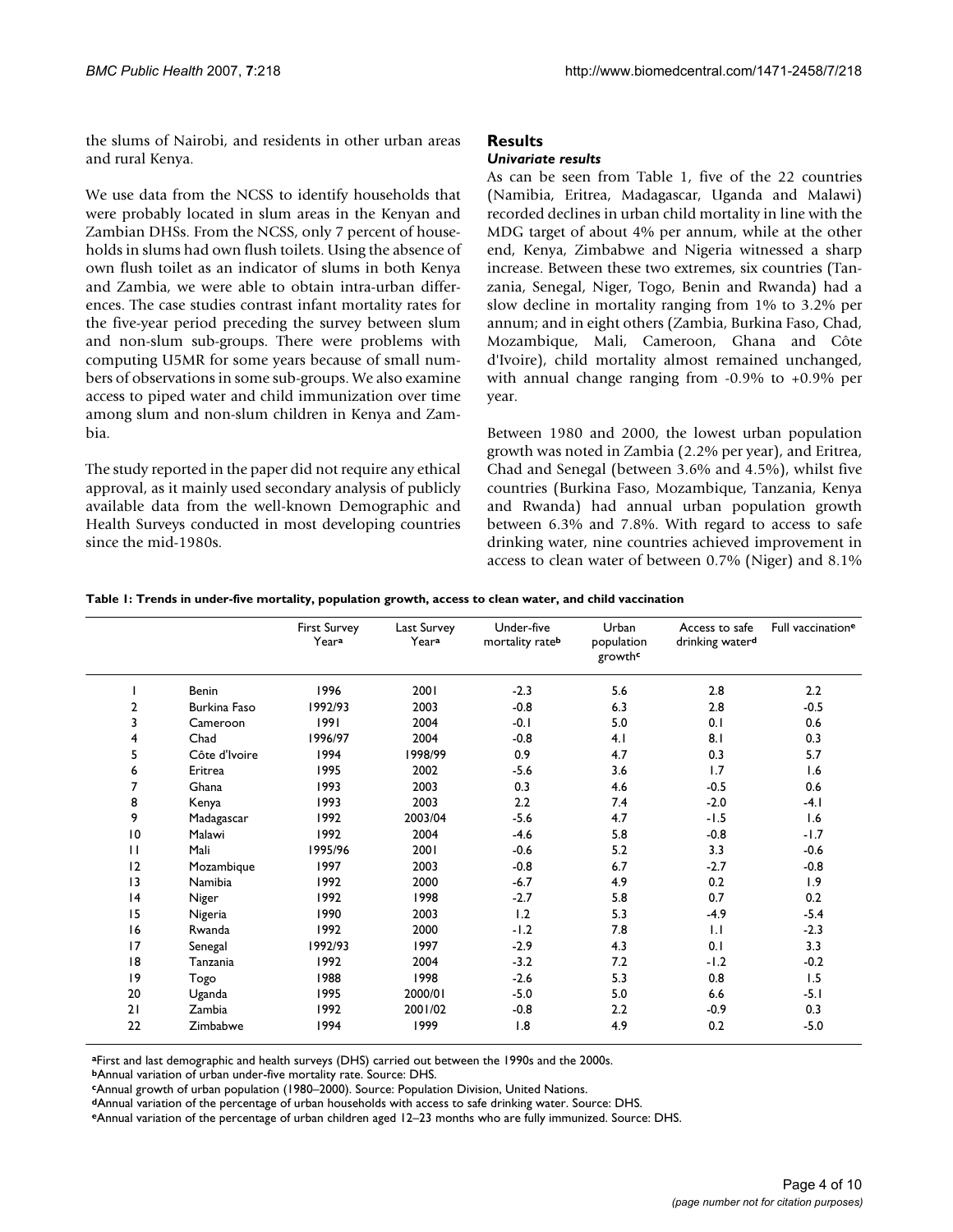the slums of Nairobi, and residents in other urban areas and rural Kenya.

We use data from the NCSS to identify households that were probably located in slum areas in the Kenyan and Zambian DHSs. From the NCSS, only 7 percent of households in slums had own flush toilets. Using the absence of own flush toilet as an indicator of slums in both Kenya and Zambia, we were able to obtain intra-urban differences. The case studies contrast infant mortality rates for the five-year period preceding the survey between slum and non-slum sub-groups. There were problems with computing U5MR for some years because of small numbers of observations in some sub-groups. We also examine access to piped water and child immunization over time among slum and non-slum children in Kenya and Zambia.

The study reported in the paper did not require any ethical approval, as it mainly used secondary analysis of publicly available data from the well-known Demographic and Health Surveys conducted in most developing countries since the mid-1980s.

## Results

### *Univariate results*

As can be seen from Table 1, five of the 22 countries (Namibia, Eritrea, Madagascar, Uganda and Malawi) recorded declines in urban child mortality in line with the MDG target of about 4% per annum, while at the other end, Kenya, Zimbabwe and Nigeria witnessed a sharp increase. Between these two extremes, six countries (Tanzania, Senegal, Niger, Togo, Benin and Rwanda) had a slow decline in mortality ranging from 1% to 3.2% per annum; and in eight others (Zambia, Burkina Faso, Chad, Mozambique, Mali, Cameroon, Ghana and Côte d'Ivoire), child mortality almost remained unchanged, with annual change ranging from -0.9% to +0.9% per year.

Between 1980 and 2000, the lowest urban population growth was noted in Zambia (2.2% per year), and Eritrea, Chad and Senegal (between 3.6% and 4.5%), whilst five countries (Burkina Faso, Mozambique, Tanzania, Kenya and Rwanda) had annual urban population growth between 6.3% and 7.8%. With regard to access to safe drinking water, nine countries achieved improvement in access to clean water of between 0.7% (Niger) and 8.1%

**Table 1: Trends in under-five mortality, population growth, access to clean water, and child vaccination**

| | | First Survey Year[a] | Last Survey Year[a] | Under-five mortality rate[b] | Urban population growth[c] | Access to safe drinking water[d] | Full vaccination[e] |
|---|---|---|---|---|---|---|---|
| 1 | Benin | 1996 | 2001 | -2.3 | 5.6 | 2.8 | 2.2 |
| 2 | Burkina Faso | 1992/93 | 2003 | -0.8 | 6.3 | 2.8 | -0.5 |
| 3 | Cameroon | 1991 | 2004 | -0.1 | 5.0 | 0.1 | 0.6 |
| 4 | Chad | 1996/97 | 2004 | -0.8 | 4.1 | 8.1 | 0.3 |
| 5 | Côte d'Ivoire | 1994 | 1998/99 | 0.9 | 4.7 | 0.3 | 5.7 |
| 6 | Eritrea | 1995 | 2002 | -5.6 | 3.6 | 1.7 | 1.6 |
| 7 | Ghana | 1993 | 2003 | 0.3 | 4.6 | -0.5 | 0.6 |
| 8 | Kenya | 1993 | 2003 | 2.2 | 7.4 | -2.0 | -4.1 |
| 9 | Madagascar | 1992 | 2003/04 | -5.6 | 4.7 | -1.5 | 1.6 |
| 10 | Malawi | 1992 | 2004 | -4.6 | 5.8 | -0.8 | -1.7 |
| 11 | Mali | 1995/96 | 2001 | -0.6 | 5.2 | 3.3 | -0.6 |
| 12 | Mozambique | 1997 | 2003 | -0.8 | 6.7 | -2.7 | -0.8 |
| 13 | Namibia | 1992 | 2000 | -6.7 | 4.9 | 0.2 | 1.9 |
| 14 | Niger | 1992 | 1998 | -2.7 | 5.8 | 0.7 | 0.2 |
| 15 | Nigeria | 1990 | 2003 | 1.2 | 5.3 | -4.9 | -5.4 |
| 16 | Rwanda | 1992 | 2000 | -1.2 | 7.8 | 1.1 | -2.3 |
| 17 | Senegal | 1992/93 | 1997 | -2.9 | 4.3 | 0.1 | 3.3 |
| 18 | Tanzania | 1992 | 2004 | -3.2 | 7.2 | -1.2 | -0.2 |
| 19 | Togo | 1988 | 1998 | -2.6 | 5.3 | 0.8 | 1.5 |
| 20 | Uganda | 1995 | 2000/01 | -5.0 | 5.0 | 6.6 | -5.1 |
| 21 | Zambia | 1992 | 2001/02 | -0.8 | 2.2 | -0.9 | 0.3 |
| 22 | Zimbabwe | 1994 | 1999 | 1.8 | 4.9 | 0.2 | -5.0 |

[a]First and last demographic and health surveys (DHS) carried out between the 1990s and the 2000s.
[b]Annual variation of urban under-five mortality rate. Source: DHS.
[c]Annual growth of urban population (1980–2000). Source: Population Division, United Nations.
[d]Annual variation of the percentage of urban households with access to safe drinking water. Source: DHS.
[e]Annual variation of the percentage of urban children aged 12–23 months who are fully immunized. Source: DHS.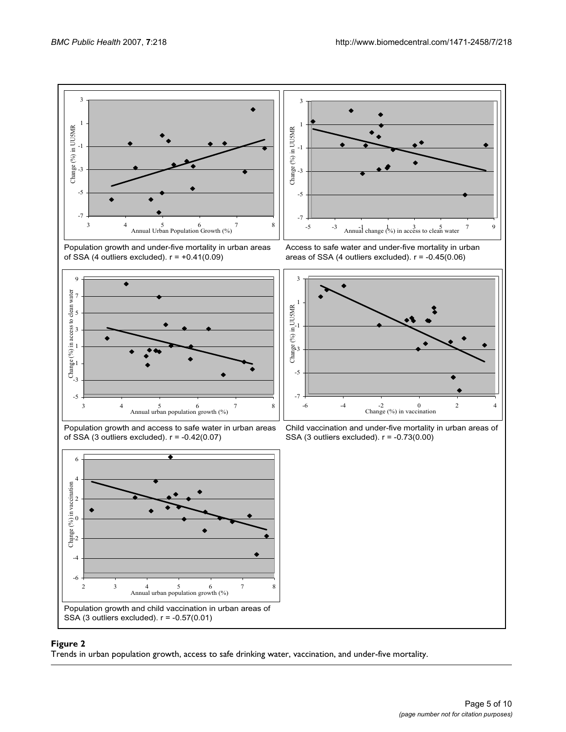Population growth and under-five mortality in urban areas of SSA (4 outliers excluded). r = +0.41(0.09)

Access to safe water and under-five mortality in urban areas of SSA (4 outliers excluded). r = -0.45(0.06)

Population growth and access to safe water in urban areas of SSA (3 outliers excluded). r = -0.42(0.07)

Child vaccination and under-five mortality in urban areas of SSA (3 outliers excluded). r = -0.73(0.00)

Population growth and child vaccination in urban areas of SSA (3 outliers excluded). r = -0.57(0.01)

**Figure 2**
Trends in urban population growth, access to safe drinking water, vaccination, and under-five mortality.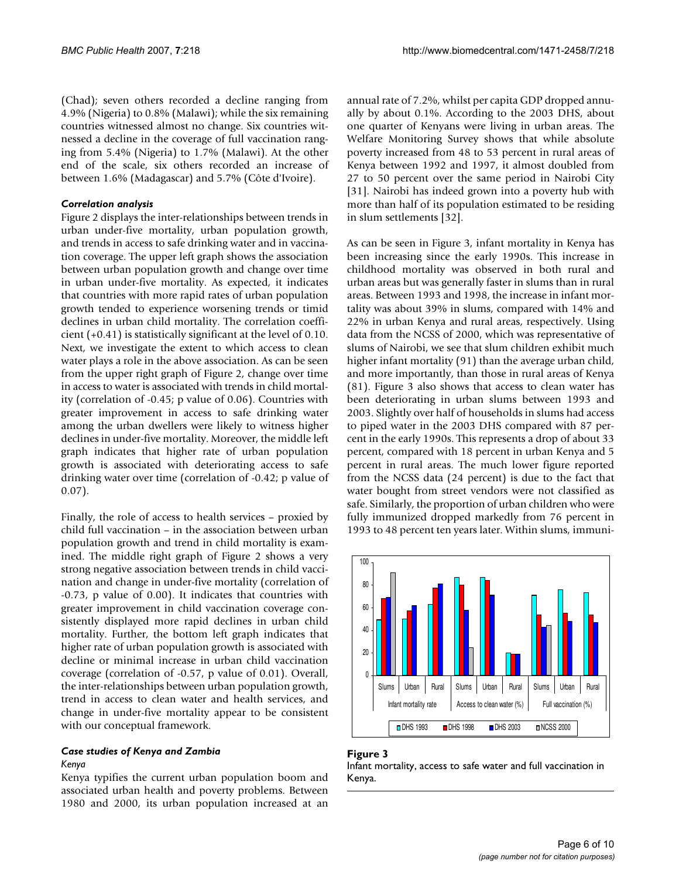(Chad); seven others recorded a decline ranging from 4.9% (Nigeria) to 0.8% (Malawi); while the six remaining countries witnessed almost no change. Six countries witnessed a decline in the coverage of full vaccination ranging from 5.4% (Nigeria) to 1.7% (Malawi). At the other end of the scale, six others recorded an increase of between 1.6% (Madagascar) and 5.7% (Côte d'Ivoire).

### *Correlation analysis*

Figure 2 displays the inter-relationships between trends in urban under-five mortality, urban population growth, and trends in access to safe drinking water and in vaccination coverage. The upper left graph shows the association between urban population growth and change over time in urban under-five mortality. As expected, it indicates that countries with more rapid rates of urban population growth tended to experience worsening trends or timid declines in urban child mortality. The correlation coefficient (+0.41) is statistically significant at the level of 0.10. Next, we investigate the extent to which access to clean water plays a role in the above association. As can be seen from the upper right graph of Figure 2, change over time in access to water is associated with trends in child mortality (correlation of -0.45; p value of 0.06). Countries with greater improvement in access to safe drinking water among the urban dwellers were likely to witness higher declines in under-five mortality. Moreover, the middle left graph indicates that higher rate of urban population growth is associated with deteriorating access to safe drinking water over time (correlation of -0.42; p value of 0.07).

Finally, the role of access to health services – proxied by child full vaccination – in the association between urban population growth and trend in child mortality is examined. The middle right graph of Figure 2 shows a very strong negative association between trends in child vaccination and change in under-five mortality (correlation of -0.73, p value of 0.00). It indicates that countries with greater improvement in child vaccination coverage consistently displayed more rapid declines in urban child mortality. Further, the bottom left graph indicates that higher rate of urban population growth is associated with decline or minimal increase in urban child vaccination coverage (correlation of -0.57, p value of 0.01). Overall, the inter-relationships between urban population growth, trend in access to clean water and health services, and change in under-five mortality appear to be consistent with our conceptual framework.

### *Case studies of Kenya and Zambia*

#### *Kenya*

Kenya typifies the current urban population boom and associated urban health and poverty problems. Between 1980 and 2000, its urban population increased at an annual rate of 7.2%, whilst per capita GDP dropped annually by about 0.1%. According to the 2003 DHS, about one quarter of Kenyans were living in urban areas. The Welfare Monitoring Survey shows that while absolute poverty increased from 48 to 53 percent in rural areas of Kenya between 1992 and 1997, it almost doubled from 27 to 50 percent over the same period in Nairobi City [31]. Nairobi has indeed grown into a poverty hub with more than half of its population estimated to be residing in slum settlements [32].

As can be seen in Figure 3, infant mortality in Kenya has been increasing since the early 1990s. This increase in childhood mortality was observed in both rural and urban areas but was generally faster in slums than in rural areas. Between 1993 and 1998, the increase in infant mortality was about 39% in slums, compared with 14% and 22% in urban Kenya and rural areas, respectively. Using data from the NCSS of 2000, which was representative of slums of Nairobi, we see that slum children exhibit much higher infant mortality (91) than the average urban child, and more importantly, than those in rural areas of Kenya (81). Figure 3 also shows that access to clean water has been deteriorating in urban slums between 1993 and 2003. Slightly over half of households in slums had access to piped water in the 2003 DHS compared with 87 percent in the early 1990s. This represents a drop of about 33 percent, compared with 18 percent in urban Kenya and 5 percent in rural areas. The much lower figure reported from the NCSS data (24 percent) is due to the fact that water bought from street vendors were not classified as safe. Similarly, the proportion of urban children who were fully immunized dropped markedly from 76 percent in 1993 to 48 percent ten years later. Within slums, immuni-

**Figure 3**
Infant mortality, access to safe water and full vaccination in Kenya.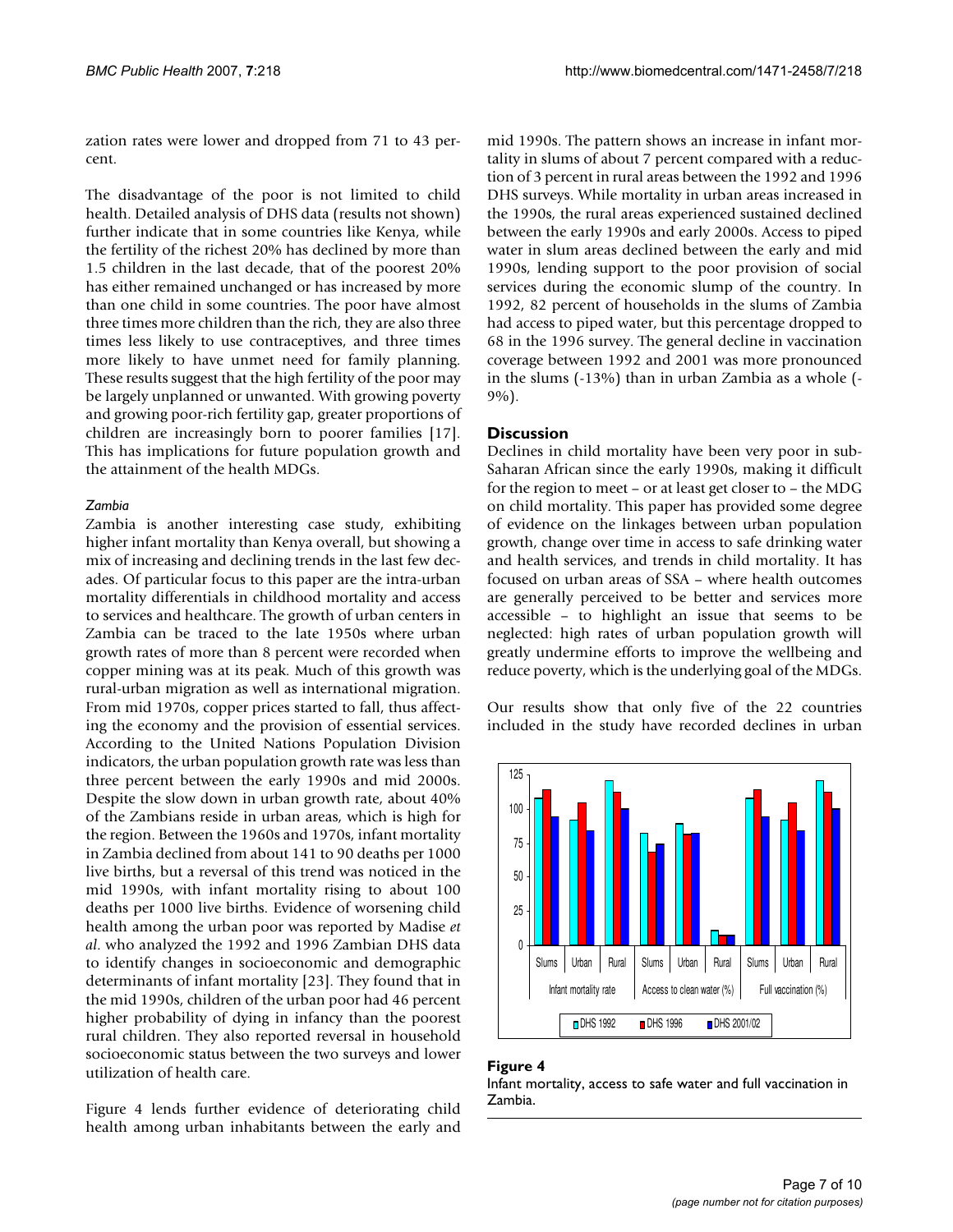zation rates were lower and dropped from 71 to 43 percent.

The disadvantage of the poor is not limited to child health. Detailed analysis of DHS data (results not shown) further indicate that in some countries like Kenya, while the fertility of the richest 20% has declined by more than 1.5 children in the last decade, that of the poorest 20% has either remained unchanged or has increased by more than one child in some countries. The poor have almost three times more children than the rich, they are also three times less likely to use contraceptives, and three times more likely to have unmet need for family planning. These results suggest that the high fertility of the poor may be largely unplanned or unwanted. With growing poverty and growing poor-rich fertility gap, greater proportions of children are increasingly born to poorer families [17]. This has implications for future population growth and the attainment of the health MDGs.

### *Zambia*

Zambia is another interesting case study, exhibiting higher infant mortality than Kenya overall, but showing a mix of increasing and declining trends in the last few decades. Of particular focus to this paper are the intra-urban mortality differentials in childhood mortality and access to services and healthcare. The growth of urban centers in Zambia can be traced to the late 1950s where urban growth rates of more than 8 percent were recorded when copper mining was at its peak. Much of this growth was rural-urban migration as well as international migration. From mid 1970s, copper prices started to fall, thus affecting the economy and the provision of essential services. According to the United Nations Population Division indicators, the urban population growth rate was less than three percent between the early 1990s and mid 2000s. Despite the slow down in urban growth rate, about 40% of the Zambians reside in urban areas, which is high for the region. Between the 1960s and 1970s, infant mortality in Zambia declined from about 141 to 90 deaths per 1000 live births, but a reversal of this trend was noticed in the mid 1990s, with infant mortality rising to about 100 deaths per 1000 live births. Evidence of worsening child health among the urban poor was reported by Madise *et al.* who analyzed the 1992 and 1996 Zambian DHS data to identify changes in socioeconomic and demographic determinants of infant mortality [23]. They found that in the mid 1990s, children of the urban poor had 46 percent higher probability of dying in infancy than the poorest rural children. They also reported reversal in household socioeconomic status between the two surveys and lower utilization of health care.

Figure 4 lends further evidence of deteriorating child health among urban inhabitants between the early and mid 1990s. The pattern shows an increase in infant mortality in slums of about 7 percent compared with a reduction of 3 percent in rural areas between the 1992 and 1996 DHS surveys. While mortality in urban areas increased in the 1990s, the rural areas experienced sustained declined between the early 1990s and early 2000s. Access to piped water in slum areas declined between the early and mid 1990s, lending support to the poor provision of social services during the economic slump of the country. In 1992, 82 percent of households in the slums of Zambia had access to piped water, but this percentage dropped to 68 in the 1996 survey. The general decline in vaccination coverage between 1992 and 2001 was more pronounced in the slums (-13%) than in urban Zambia as a whole (-9%).

## Discussion

Declines in child mortality have been very poor in sub-Saharan African since the early 1990s, making it difficult for the region to meet – or at least get closer to – the MDG on child mortality. This paper has provided some degree of evidence on the linkages between urban population growth, change over time in access to safe drinking water and health services, and trends in child mortality. It has focused on urban areas of SSA – where health outcomes are generally perceived to be better and services more accessible – to highlight an issue that seems to be neglected: high rates of urban population growth will greatly undermine efforts to improve the wellbeing and reduce poverty, which is the underlying goal of the MDGs.

Our results show that only five of the 22 countries included in the study have recorded declines in urban

**Figure 4**
Infant mortality, access to safe water and full vaccination in Zambia.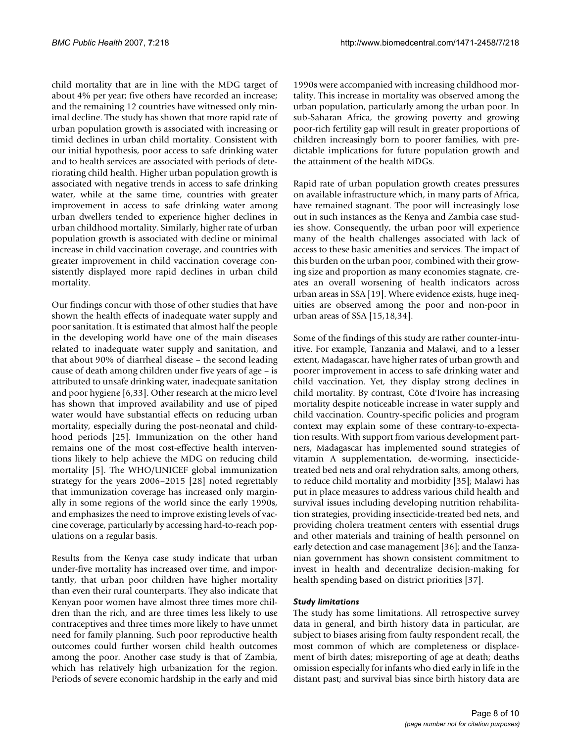child mortality that are in line with the MDG target of about 4% per year; five others have recorded an increase; and the remaining 12 countries have witnessed only minimal decline. The study has shown that more rapid rate of urban population growth is associated with increasing or timid declines in urban child mortality. Consistent with our initial hypothesis, poor access to safe drinking water and to health services are associated with periods of deteriorating child health. Higher urban population growth is associated with negative trends in access to safe drinking water, while at the same time, countries with greater improvement in access to safe drinking water among urban dwellers tended to experience higher declines in urban childhood mortality. Similarly, higher rate of urban population growth is associated with decline or minimal increase in child vaccination coverage, and countries with greater improvement in child vaccination coverage consistently displayed more rapid declines in urban child mortality.

Our findings concur with those of other studies that have shown the health effects of inadequate water supply and poor sanitation. It is estimated that almost half the people in the developing world have one of the main diseases related to inadequate water supply and sanitation, and that about 90% of diarrheal disease – the second leading cause of death among children under five years of age – is attributed to unsafe drinking water, inadequate sanitation and poor hygiene [6,33]. Other research at the micro level has shown that improved availability and use of piped water would have substantial effects on reducing urban mortality, especially during the post-neonatal and childhood periods [25]. Immunization on the other hand remains one of the most cost-effective health interventions likely to help achieve the MDG on reducing child mortality [5]. The WHO/UNICEF global immunization strategy for the years 2006–2015 [28] noted regrettably that immunization coverage has increased only marginally in some regions of the world since the early 1990s, and emphasizes the need to improve existing levels of vaccine coverage, particularly by accessing hard-to-reach populations on a regular basis.

Results from the Kenya case study indicate that urban under-five mortality has increased over time, and importantly, that urban poor children have higher mortality than even their rural counterparts. They also indicate that Kenyan poor women have almost three times more children than the rich, and are three times less likely to use contraceptives and three times more likely to have unmet need for family planning. Such poor reproductive health outcomes could further worsen child health outcomes among the poor. Another case study is that of Zambia, which has relatively high urbanization for the region. Periods of severe economic hardship in the early and mid 1990s were accompanied with increasing childhood mortality. This increase in mortality was observed among the urban population, particularly among the urban poor. In sub-Saharan Africa, the growing poverty and growing poor-rich fertility gap will result in greater proportions of children increasingly born to poorer families, with predictable implications for future population growth and the attainment of the health MDGs.

Rapid rate of urban population growth creates pressures on available infrastructure which, in many parts of Africa, have remained stagnant. The poor will increasingly lose out in such instances as the Kenya and Zambia case studies show. Consequently, the urban poor will experience many of the health challenges associated with lack of access to these basic amenities and services. The impact of this burden on the urban poor, combined with their growing size and proportion as many economies stagnate, creates an overall worsening of health indicators across urban areas in SSA [19]. Where evidence exists, huge inequities are observed among the poor and non-poor in urban areas of SSA [15,18,34].

Some of the findings of this study are rather counter-intuitive. For example, Tanzania and Malawi, and to a lesser extent, Madagascar, have higher rates of urban growth and poorer improvement in access to safe drinking water and child vaccination. Yet, they display strong declines in child mortality. By contrast, Côte d'Ivoire has increasing mortality despite noticeable increase in water supply and child vaccination. Country-specific policies and program context may explain some of these contrary-to-expectation results. With support from various development partners, Madagascar has implemented sound strategies of vitamin A supplementation, de-worming, insecticide-treated bed nets and oral rehydration salts, among others, to reduce child mortality and morbidity [35]; Malawi has put in place measures to address various child health and survival issues including developing nutrition rehabilitation strategies, providing insecticide-treated bed nets, and providing cholera treatment centers with essential drugs and other materials and training of health personnel on early detection and case management [36]; and the Tanzanian government has shown consistent commitment to invest in health and decentralize decision-making for health spending based on district priorities [37].

### *Study limitations*

The study has some limitations. All retrospective survey data in general, and birth history data in particular, are subject to biases arising from faulty respondent recall, the most common of which are completeness or displacement of birth dates; misreporting of age at death; deaths omission especially for infants who died early in life in the distant past; and survival bias since birth history data are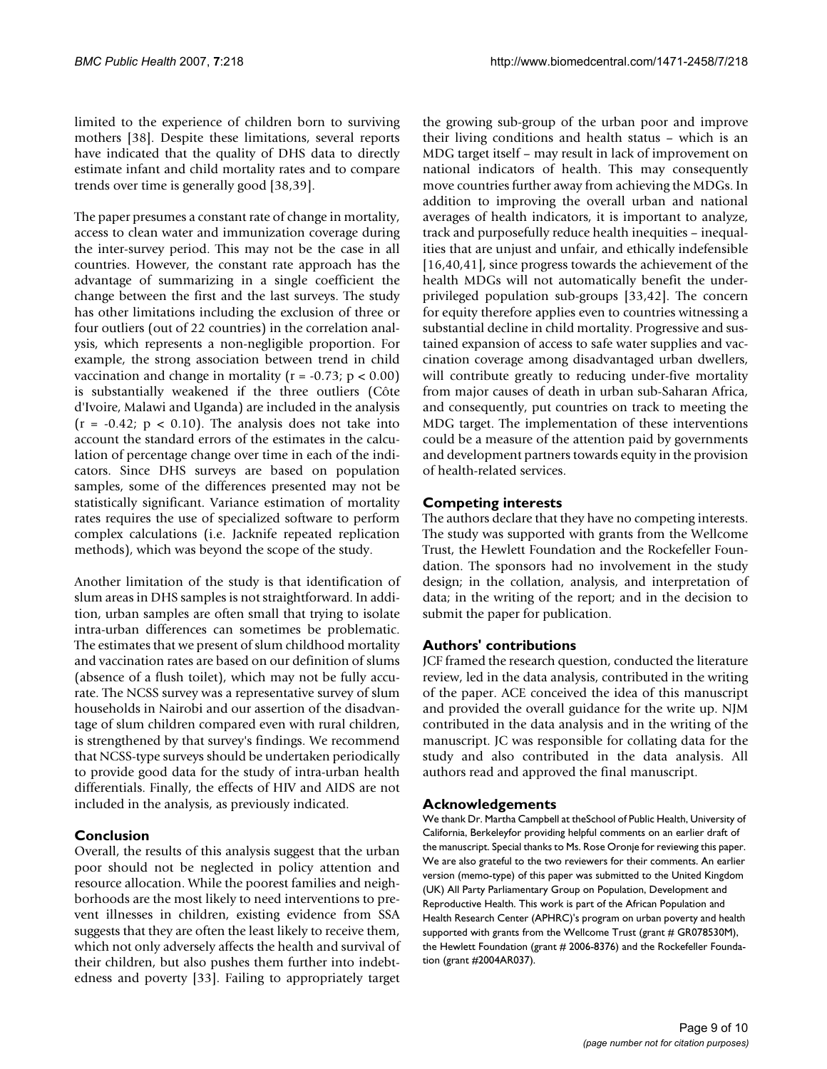limited to the experience of children born to surviving mothers [38]. Despite these limitations, several reports have indicated that the quality of DHS data to directly estimate infant and child mortality rates and to compare trends over time is generally good [38,39].

The paper presumes a constant rate of change in mortality, access to clean water and immunization coverage during the inter-survey period. This may not be the case in all countries. However, the constant rate approach has the advantage of summarizing in a single coefficient the change between the first and the last surveys. The study has other limitations including the exclusion of three or four outliers (out of 22 countries) in the correlation analysis, which represents a non-negligible proportion. For example, the strong association between trend in child vaccination and change in mortality ($r = -0.73$; $p < 0.00$) is substantially weakened if the three outliers (Côte d'Ivoire, Malawi and Uganda) are included in the analysis ($r = -0.42$; $p < 0.10$). The analysis does not take into account the standard errors of the estimates in the calculation of percentage change over time in each of the indicators. Since DHS surveys are based on population samples, some of the differences presented may not be statistically significant. Variance estimation of mortality rates requires the use of specialized software to perform complex calculations (i.e. Jacknife repeated replication methods), which was beyond the scope of the study.

Another limitation of the study is that identification of slum areas in DHS samples is not straightforward. In addition, urban samples are often small that trying to isolate intra-urban differences can sometimes be problematic. The estimates that we present of slum childhood mortality and vaccination rates are based on our definition of slums (absence of a flush toilet), which may not be fully accurate. The NCSS survey was a representative survey of slum households in Nairobi and our assertion of the disadvantage of slum children compared even with rural children, is strengthened by that survey's findings. We recommend that NCSS-type surveys should be undertaken periodically to provide good data for the study of intra-urban health differentials. Finally, the effects of HIV and AIDS are not included in the analysis, as previously indicated.

## Conclusion

Overall, the results of this analysis suggest that the urban poor should not be neglected in policy attention and resource allocation. While the poorest families and neighborhoods are the most likely to need interventions to prevent illnesses in children, existing evidence from SSA suggests that they are often the least likely to receive them, which not only adversely affects the health and survival of their children, but also pushes them further into indebtedness and poverty [33]. Failing to appropriately target the growing sub-group of the urban poor and improve their living conditions and health status – which is an MDG target itself – may result in lack of improvement on national indicators of health. This may consequently move countries further away from achieving the MDGs. In addition to improving the overall urban and national averages of health indicators, it is important to analyze, track and purposefully reduce health inequities – inequalities that are unjust and unfair, and ethically indefensible [16,40,41], since progress towards the achievement of the health MDGs will not automatically benefit the underprivileged population sub-groups [33,42]. The concern for equity therefore applies even to countries witnessing a substantial decline in child mortality. Progressive and sustained expansion of access to safe water supplies and vaccination coverage among disadvantaged urban dwellers, will contribute greatly to reducing under-five mortality from major causes of death in urban sub-Saharan Africa, and consequently, put countries on track to meeting the MDG target. The implementation of these interventions could be a measure of the attention paid by governments and development partners towards equity in the provision of health-related services.

## Competing interests

The authors declare that they have no competing interests. The study was supported with grants from the Wellcome Trust, the Hewlett Foundation and the Rockefeller Foundation. The sponsors had no involvement in the study design; in the collation, analysis, and interpretation of data; in the writing of the report; and in the decision to submit the paper for publication.

## Authors' contributions

JCF framed the research question, conducted the literature review, led in the data analysis, contributed in the writing of the paper. ACE conceived the idea of this manuscript and provided the overall guidance for the write up. NJM contributed in the data analysis and in the writing of the manuscript. JC was responsible for collating data for the study and also contributed in the data analysis. All authors read and approved the final manuscript.

## Acknowledgements

We thank Dr. Martha Campbell at theSchool of Public Health, University of California, Berkeleyfor providing helpful comments on an earlier draft of the manuscript. Special thanks to Ms. Rose Oronje for reviewing this paper. We are also grateful to the two reviewers for their comments. An earlier version (memo-type) of this paper was submitted to the United Kingdom (UK) All Party Parliamentary Group on Population, Development and Reproductive Health. This work is part of the African Population and Health Research Center (APHRC)'s program on urban poverty and health supported with grants from the Wellcome Trust (grant # GR078530M), the Hewlett Foundation (grant # 2006-8376) and the Rockefeller Foundation (grant #2004AR037).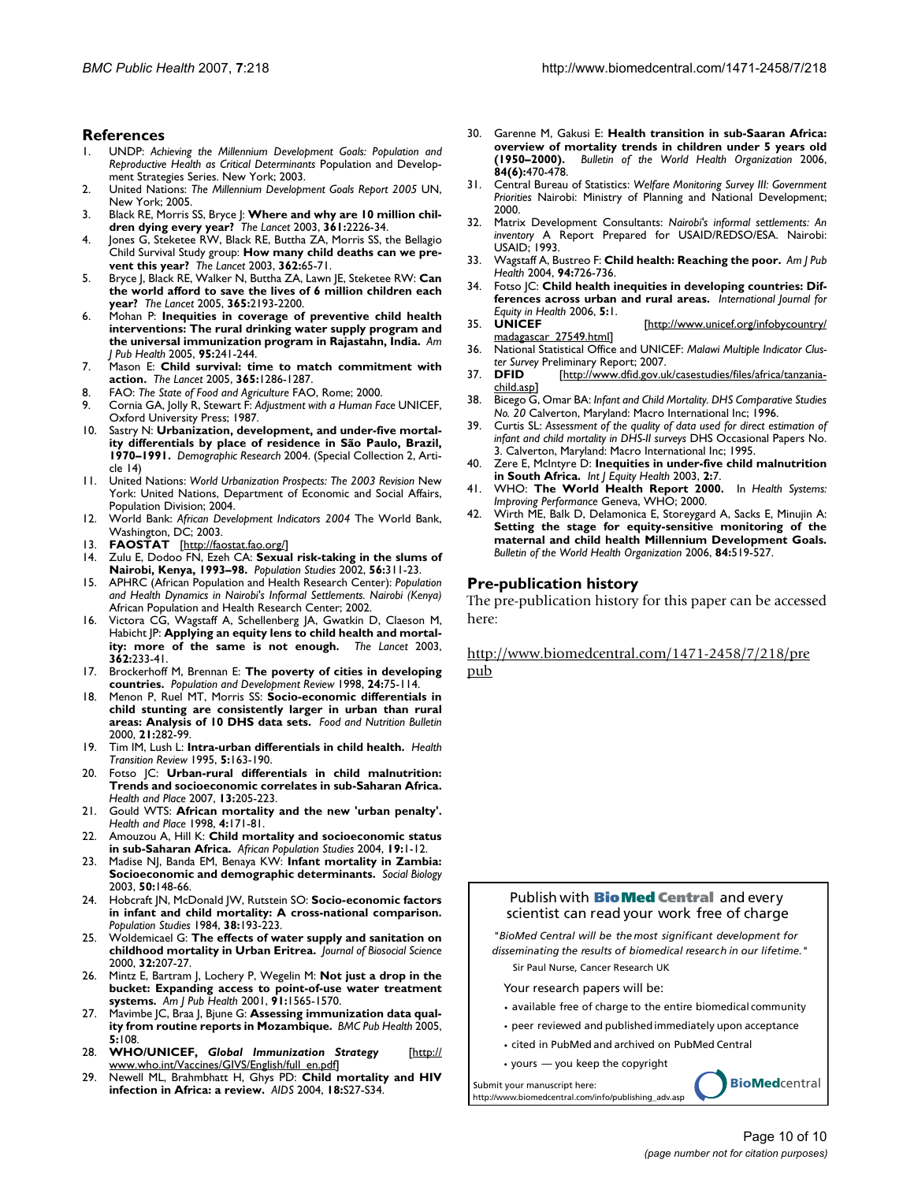## References

1. UNDP: *Achieving the Millennium Development Goals: Population and Reproductive Health as Critical Determinants* Population and Development Strategies Series. New York; 2003.
2. United Nations: *The Millennium Development Goals Report 2005* UN, New York; 2005.
3. Black RE, Morris SS, Bryce J: **Where and why are 10 million children dying every year?** *The Lancet* 2003, **361:**2226-34.
4. Jones G, Steketee RW, Black RE, Buttha ZA, Morris SS, the Bellagio Child Survival Study group: **How many child deaths can we prevent this year?** *The Lancet* 2003, **362:**65-71.
5. Bryce J, Black RE, Walker N, Buttha ZA, Lawn JE, Steketee RW: **Can the world afford to save the lives of 6 million children each year?** *The Lancet* 2005, **365:**2193-2200.
6. Mohan P: **Inequities in coverage of preventive child health interventions: The rural drinking water supply program and the universal immunization program in Rajastahn, India.** *Am J Pub Health* 2005, **95:**241-244.
7. Mason E: **Child survival: time to match commitment with action.** *The Lancet* 2005, **365:**1286-1287.
8. FAO: *The State of Food and Agriculture* FAO, Rome; 2000.
9. Cornia GA, Jolly R, Stewart F: *Adjustment with a Human Face* UNICEF, Oxford University Press; 1987.
10. Sastry N: **Urbanization, development, and under-five mortality differentials by place of residence in São Paulo, Brazil, 1970–1991.** *Demographic Research* 2004. (Special Collection 2, Article 14)
11. United Nations: *World Urbanization Prospects: The 2003 Revision* New York: United Nations, Department of Economic and Social Affairs, Population Division; 2004.
12. World Bank: *African Development Indicators 2004* The World Bank, Washington, DC; 2003.
13. **FAOSTAT** [http://faostat.fao.org/]
14. Zulu E, Dodoo FN, Ezeh CA: **Sexual risk-taking in the slums of Nairobi, Kenya, 1993–98.** *Population Studies* 2002, **56:**311-23.
15. APHRC (African Population and Health Research Center): *Population and Health Dynamics in Nairobi's Informal Settlements. Nairobi (Kenya)* African Population and Health Research Center; 2002.
16. Victora CG, Wagstaff A, Schellenberg JA, Gwatkin D, Claeson M, Habicht JP: **Applying an equity lens to child health and mortality: more of the same is not enough.** *The Lancet* 2003, **362:**233-41.
17. Brockerhoff M, Brennan E: **The poverty of cities in developing countries.** *Population and Development Review* 1998, **24:**75-114.
18. Menon P, Ruel MT, Morris SS: **Socio-economic differentials in child stunting are consistently larger in urban than rural areas: Analysis of 10 DHS data sets.** *Food and Nutrition Bulletin* 2000, **21:**282-99.
19. Tim IM, Lush L: **Intra-urban differentials in child health.** *Health Transition Review* 1995, **5:**163-190.
20. Fotso JC: **Urban-rural differentials in child malnutrition: Trends and socioeconomic correlates in sub-Saharan Africa.** *Health and Place* 2007, **13:**205-223.
21. Gould WTS: **African mortality and the new 'urban penalty'.** *Health and Place* 1998, **4:**171-81.
22. Amouzou A, Hill K: **Child mortality and socioeconomic status in sub-Saharan Africa.** *African Population Studies* 2004, **19:**1-12.
23. Madise NJ, Banda EM, Benaya KW: **Infant mortality in Zambia: Socioeconomic and demographic determinants.** *Social Biology* 2003, **50:**148-66.
24. Hobcraft JN, McDonald JW, Rutstein SO: **Socio-economic factors in infant and child mortality: A cross-national comparison.** *Population Studies* 1984, **38:**193-223.
25. Woldemicael G: **The effects of water supply and sanitation on childhood mortality in Urban Eritrea.** *Journal of Biosocial Science* 2000, **32:**207-27.
26. Mintz E, Bartram J, Lochery P, Wegelin M: **Not just a drop in the bucket: Expanding access to point-of-use water treatment systems.** *Am J Pub Health* 2001, **91:**1565-1570.
27. Mavimbe JC, Braa J, Bjune G: **Assessing immunization data quality from routine reports in Mozambique.** *BMC Pub Health* 2005, **5:**108.
28. **WHO/UNICEF,** ***Global Immunization Strategy*** [http://www.who.int/Vaccines/GIVS/English/full_en.pdf]
29. Newell ML, Brahmbhatt H, Ghys PD: **Child mortality and HIV infection in Africa: a review.** *AIDS* 2004, **18:**S27-S34.
30. Garenne M, Gakusi E: **Health transition in sub-Saaran Africa: overview of mortality trends in children under 5 years old (1950–2000).** *Bulletin of the World Health Organization* 2006, **84(6):**470-478.
31. Central Bureau of Statistics: *Welfare Monitoring Survey III: Government Priorities* Nairobi: Ministry of Planning and National Development; 2000.
32. Matrix Development Consultants: *Nairobi's informal settlements: An inventory* A Report Prepared for USAID/REDSO/ESA. Nairobi: USAID; 1993.
33. Wagstaff A, Bustreo F: **Child health: Reaching the poor.** *Am J Pub Health* 2004, **94:**726-736.
34. Fotso JC: **Child health inequities in developing countries: Differences across urban and rural areas.** *International Journal for Equity in Health* 2006, **5:**1.
35. **UNICEF** [http://www.unicef.org/infobycountry/madagascar_27549.html]
36. National Statistical Office and UNICEF: *Malawi Multiple Indicator Cluster Survey* Preliminary Report; 2007.
37. **DFID** [http://www.dfid.gov.uk/casestudies/files/africa/tanzania-child.asp]
38. Bicego G, Omar BA: *Infant and Child Mortality. DHS Comparative Studies No. 20* Calverton, Maryland: Macro International Inc; 1996.
39. Curtis SL: *Assessment of the quality of data used for direct estimation of infant and child mortality in DHS-II surveys* DHS Occasional Papers No. 3. Calverton, Maryland: Macro International Inc; 1995.
40. Zere E, McIntyre D: **Inequities in under-five child malnutrition in South Africa.** *Int J Equity Health* 2003, **2:**7.
41. WHO: **The World Health Report 2000.** In *Health Systems: Improving Performance* Geneva, WHO; 2000.
42. Wirth ME, Balk D, Delamonica E, Storeygard A, Sacks E, Minujin A: **Setting the stage for equity-sensitive monitoring of the maternal and child health Millennium Development Goals.** *Bulletin of the World Health Organization* 2006, **84:**519-527.

## Pre-publication history

The pre-publication history for this paper can be accessed here:

http://www.biomedcentral.com/1471-2458/7/218/prepub

Publish with **BioMed Central** and every scientist can read your work free of charge

*"BioMed Central will be the most significant development for disseminating the results of biomedical research in our lifetime."*

Sir Paul Nurse, Cancer Research UK

Your research papers will be:

- available free of charge to the entire biomedical community
- peer reviewed and published immediately upon acceptance
- cited in PubMed and archived on PubMed Central
- yours — you keep the copyright

Submit your manuscript here:
http://www.biomedcentral.com/info/publishing_adv.asp

BioMedcentral